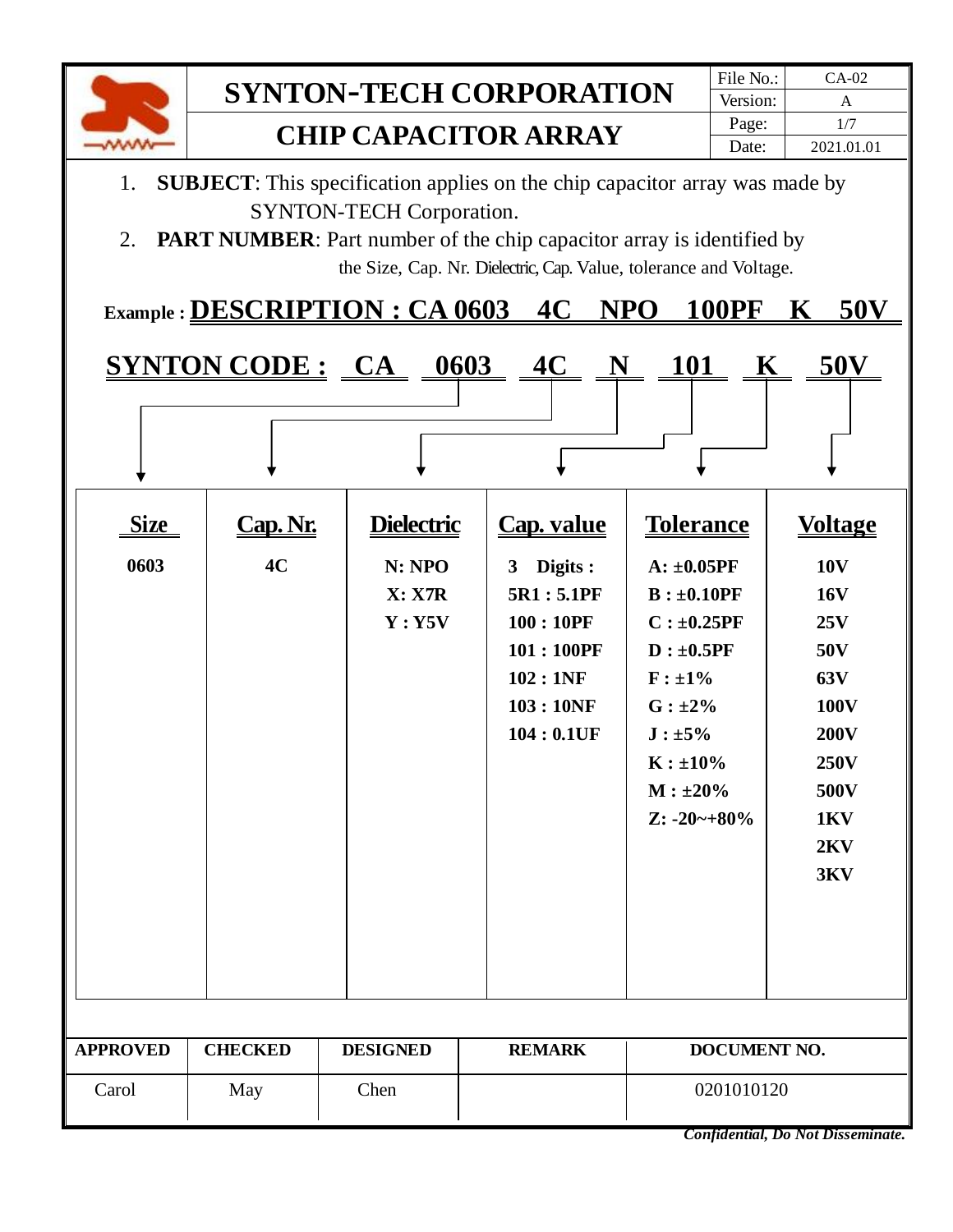# SYNTON-TECH CORPORATION

## CHIP CAPACITOR ARRAY

| File No.: | CA-02 |
| --- | --- |
| Version: | A |
| Page: | 1/7 |
| Date: | 2021.01.01 |

1. **SUBJECT**: This specification applies on the chip capacitor array was made by SYNTON-TECH Corporation.
2. **PART NUMBER**: Part number of the chip capacitor array is identified by the Size, Cap. Nr. Dielectric, Cap. Value, tolerance and Voltage.

**Example : DESCRIPTION : CA 0603 4C NPO 100PF K 50V**

**SYNTON CODE : CA 0603 4C N 101 K 50V**

| Size | Cap. Nr. | Dielectric | Cap. value | Tolerance | Voltage |
| --- | --- | --- | --- | --- | --- |
| 0603 | 4C | N: NPO | 3 Digits : | A: ±0.05PF | 10V |
| | | X: X7R | 5R1 : 5.1PF | B : ±0.10PF | 16V |
| | | Y : Y5V | 100 : 10PF | C : ±0.25PF | 25V |
| | | | 101 : 100PF | D : ±0.5PF | 50V |
| | | | 102 : 1NF | F : ±1% | 63V |
| | | | 103 : 10NF | G : ±2% | 100V |
| | | | 104 : 0.1UF | J : ±5% | 200V |
| | | | | K : ±10% | 250V |
| | | | | M : ±20% | 500V |
| | | | | Z: -20~+80% | 1KV |
| | | | | | 2KV |
| | | | | | 3KV |

| APPROVED | CHECKED | DESIGNED | REMARK | DOCUMENT NO. |
| --- | --- | --- | --- | --- |
| Carol | May | Chen | | 0201010120 |

***Confidential, Do Not Disseminate.***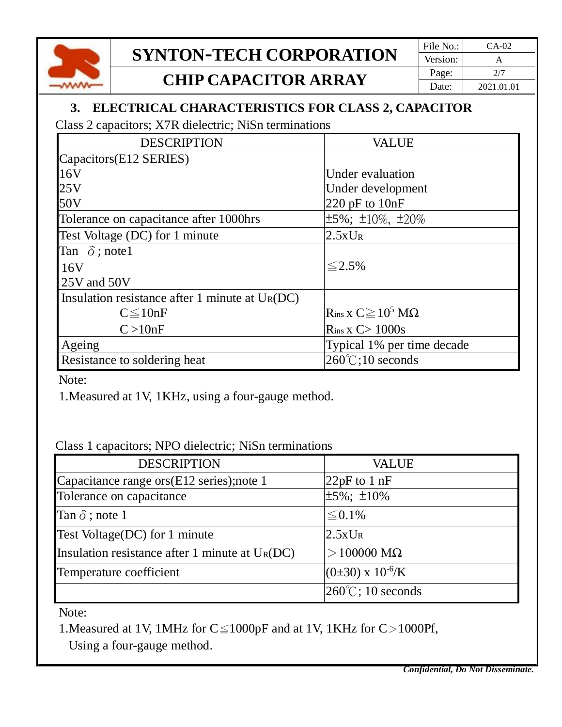## 3. ELECTRICAL CHARACTERISTICS FOR CLASS 2, CAPACITOR

Class 2 capacitors; X7R dielectric; NiSn terminations

| DESCRIPTION | VALUE |
|---|---|
| Capacitors(E12 SERIES)<br>16V<br>25V<br>50V | <br>Under evaluation<br>Under development<br>220 pF to 10nF |
| Tolerance on capacitance after 1000hrs | ±5%; ±10%, ±20% |
| Test Voltage (DC) for 1 minute | $2.5xU_R$ |
| Tan δ; note1<br>16V<br>25V and 50V | ≦2.5% |
| Insulation resistance after 1 minute at $U_R$(DC)<br>C≦10nF<br>C >10nF | <br>$R_{ins}$ x C≧$10^5$ MΩ<br>$R_{ins}$ x C> 1000s |
| Ageing | Typical 1% per time decade |
| Resistance to soldering heat | 260℃;10 seconds |

Note:

1.Measured at 1V, 1KHz, using a four-gauge method.

Class 1 capacitors; NPO dielectric; NiSn terminations

| DESCRIPTION | VALUE |
|---|---|
| Capacitance range ors(E12 series);note 1 | 22pF to 1 nF |
| Tolerance on capacitance | ±5%; ±10% |
| Tan δ; note 1 | ≦0.1% |
| Test Voltage(DC) for 1 minute | $2.5xU_R$ |
| Insulation resistance after 1 minute at $U_R$(DC) | ＞100000 MΩ |
| Temperature coefficient | $(0±30) \times 10^{-6}$/K |
| | 260℃; 10 seconds |

Note:

1.Measured at 1V, 1MHz for C≦1000pF and at 1V, 1KHz for C＞1000Pf,
Using a four-gauge method.

*Confidential, Do Not Disseminate.*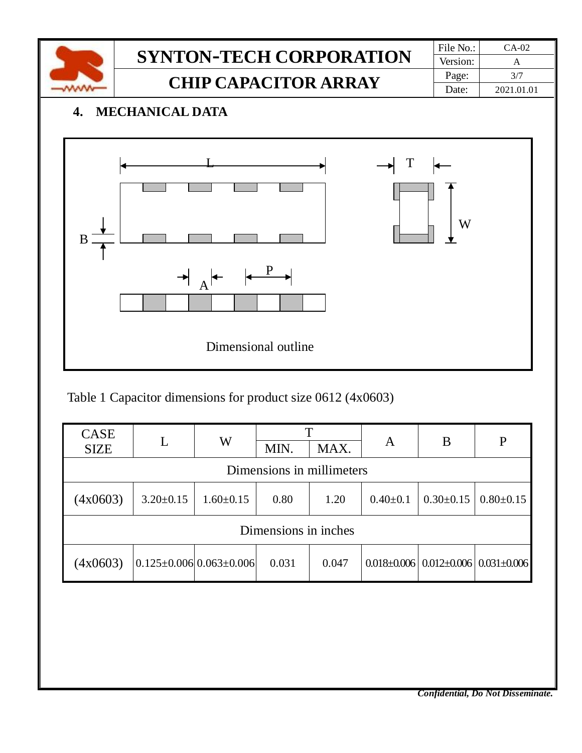## 4. MECHANICAL DATA

Dimensional outline

Table 1 Capacitor dimensions for product size 0612 (4x0603)

| CASE SIZE | L | W | T | | A | B | P |
|---|---|---|---|---|---|---|---|
| | | | MIN. | MAX. | | | |
| Dimensions in millimeters | | | | | | | |
| (4x0603) | 3.20±0.15 | 1.60±0.15 | 0.80 | 1.20 | 0.40±0.1 | 0.30±0.15 | 0.80±0.15 |
| Dimensions in inches | | | | | | | |
| (4x0603) | 0.125±0.006 | 0.063±0.006 | 0.031 | 0.047 | 0.018±0.006 | 0.012±0.006 | 0.031±0.006 |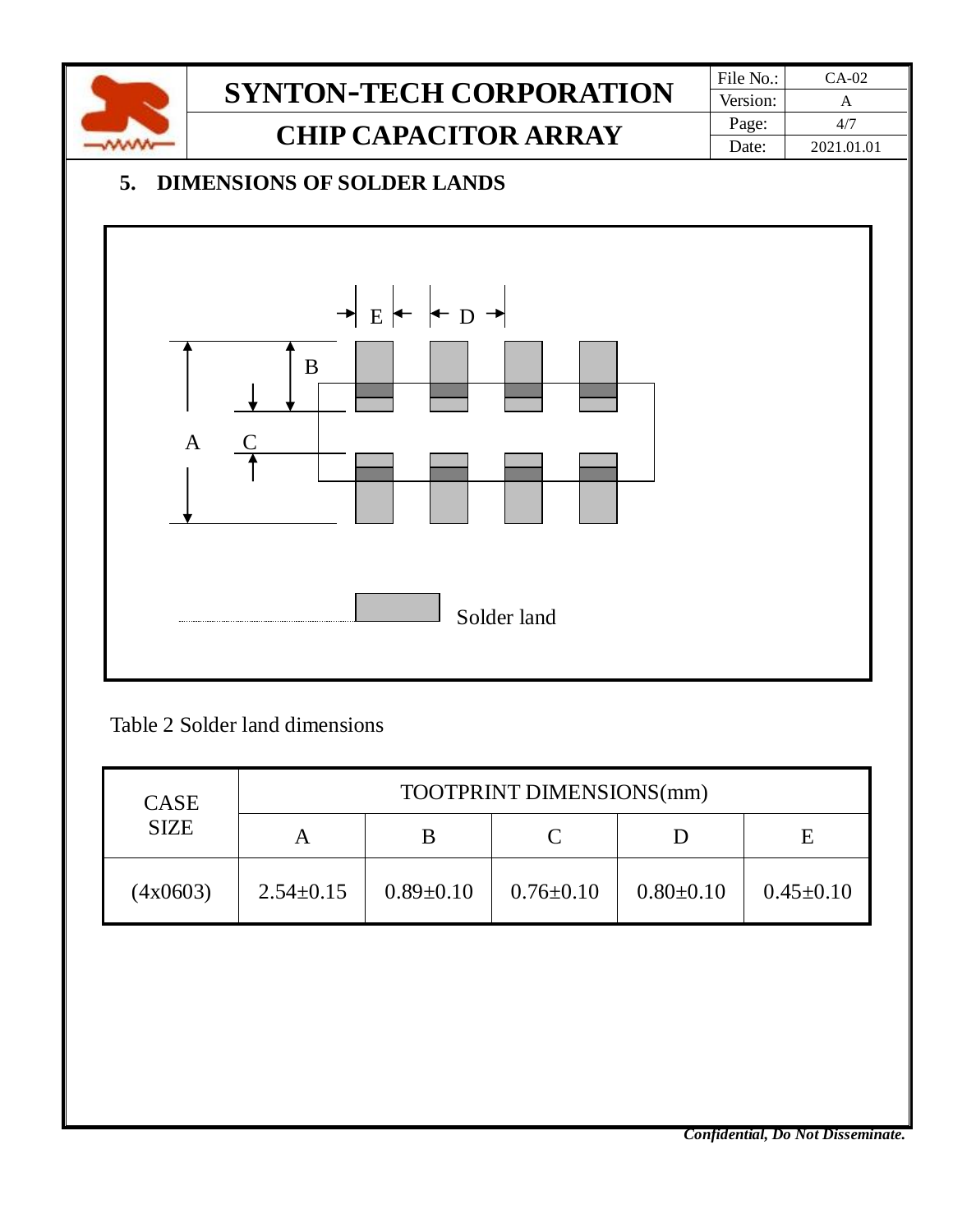## 5. DIMENSIONS OF SOLDER LANDS

Table 2 Solder land dimensions

| CASE SIZE | TOOTPRINT DIMENSIONS(mm) | | | | |
|---|---|---|---|---|---|
| | A | B | C | D | E |
| (4x0603) | 2.54±0.15 | 0.89±0.10 | 0.76±0.10 | 0.80±0.10 | 0.45±0.10 |

*Confidential, Do Not Disseminate.*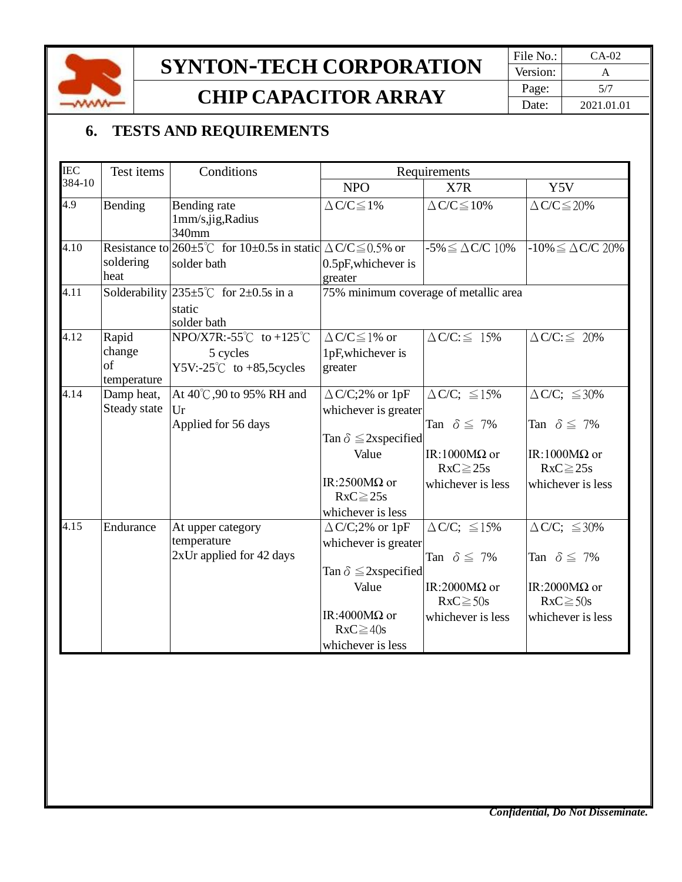## 6. TESTS AND REQUIREMENTS

| IEC 384-10 | Test items | Conditions | Requirements | | |
|---|---|---|---|---|---|
| | | | NPO | X7R | Y5V |
| 4.9 | Bending | Bending rate 1mm/s,jig,Radius 340mm | △C/C≦1% | △C/C≦10% | △C/C≦20% |
| 4.10 | Resistance to soldering heat | 260±5℃ for 10±0.5s in static solder bath | △C/C≦0.5% or 0.5pF,whichever is greater | -5%≦△C/C 10% | -10%≦△C/C 20% |
| 4.11 | Solderability | 235±5℃ for 2±0.5s in a static solder bath | 75% minimum coverage of metallic area | | |
| 4.12 | Rapid change of temperature | NPO/X7R:-55℃ to +125℃ 5 cycles Y5V:-25℃ to +85,5cycles | △C/C≦1% or 1pF,whichever is greater | △C/C:≦ 15% | △C/C:≦ 20% |
| 4.14 | Damp heat, Steady state | At 40℃,90 to 95% RH and Ur Applied for 56 days | △C/C;2% or 1pF whichever is greater<br>Tan $\delta$ ≦2xspecified Value<br>IR:2500MΩ or RxC≧25s whichever is less | △C/C; ≦15%<br>Tan $\delta$ ≦ 7%<br>IR:1000MΩ or RxC≧25s whichever is less | △C/C; ≦30%<br>Tan $\delta$ ≦ 7%<br>IR:1000MΩ or RxC≧25s whichever is less |
| 4.15 | Endurance | At upper category temperature 2xUr applied for 42 days | △C/C;2% or 1pF whichever is greater<br>Tan $\delta$ ≦2xspecified Value<br>IR:4000MΩ or RxC≧40s whichever is less | △C/C; ≦15%<br>Tan $\delta$ ≦ 7%<br>IR:2000MΩ or RxC≧50s whichever is less | △C/C; ≦30%<br>Tan $\delta$ ≦ 7%<br>IR:2000MΩ or RxC≧50s whichever is less |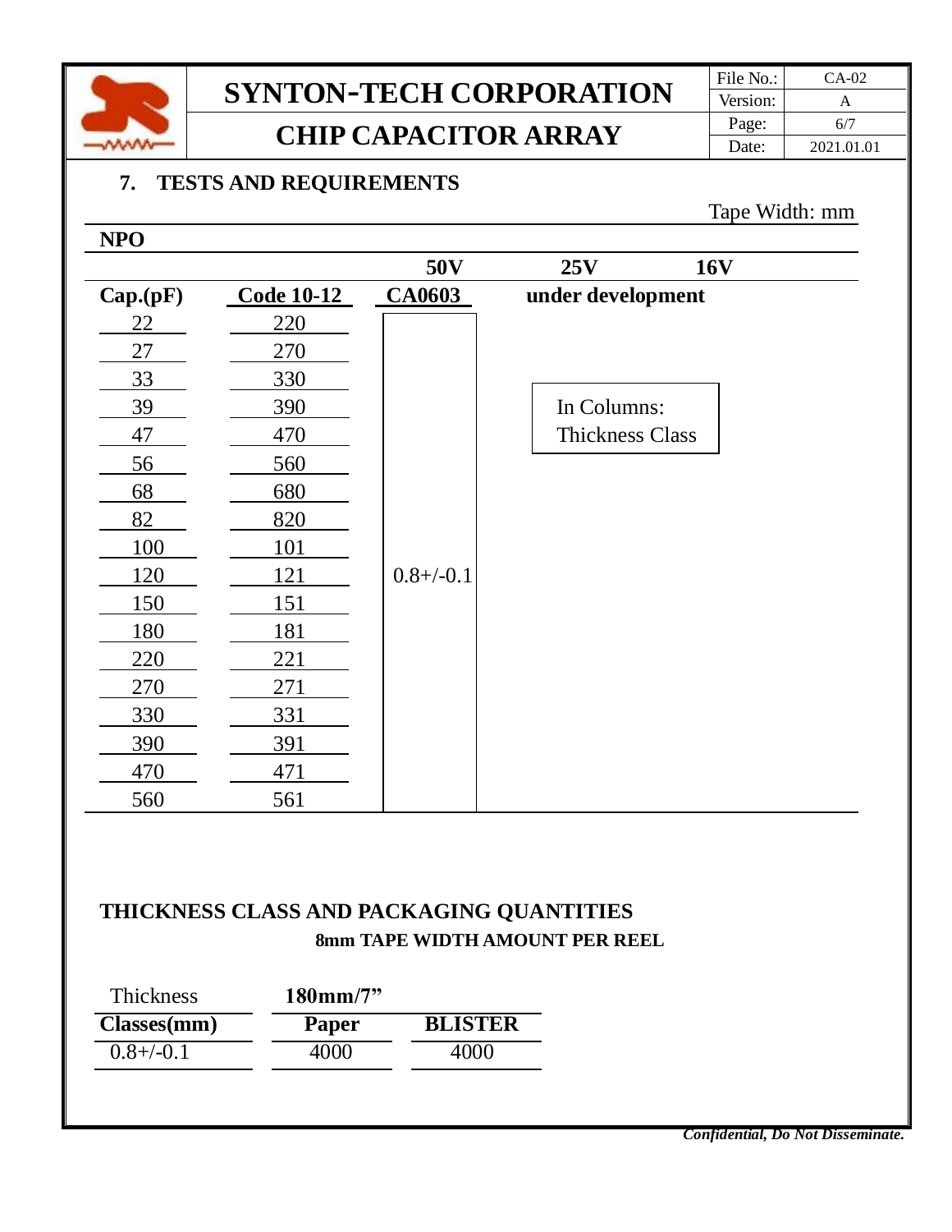## 7. TESTS AND REQUIREMENTS

Tape Width: mm

**NPO**

| | | 50V | 25V | 16V |
|---|---|---|---|---|
| **Cap.(pF)** | **Code 10-12** | **CA0603** | **under development** | |
| 22 | 220 | 0.8+/-0.1 | | |
| 27 | 270 | 0.8+/-0.1 | | |
| 33 | 330 | 0.8+/-0.1 | | |
| 39 | 390 | 0.8+/-0.1 | | |
| 47 | 470 | 0.8+/-0.1 | | |
| 56 | 560 | 0.8+/-0.1 | | |
| 68 | 680 | 0.8+/-0.1 | | |
| 82 | 820 | 0.8+/-0.1 | | |
| 100 | 101 | 0.8+/-0.1 | | |
| 120 | 121 | 0.8+/-0.1 | | |
| 150 | 151 | 0.8+/-0.1 | | |
| 180 | 181 | 0.8+/-0.1 | | |
| 220 | 221 | 0.8+/-0.1 | | |
| 270 | 271 | 0.8+/-0.1 | | |
| 330 | 331 | 0.8+/-0.1 | | |
| 390 | 391 | 0.8+/-0.1 | | |
| 470 | 471 | 0.8+/-0.1 | | |
| 560 | 561 | 0.8+/-0.1 | | |

In Columns: Thickness Class

### THICKNESS CLASS AND PACKAGING QUANTITIES

**8mm TAPE WIDTH AMOUNT PER REEL**

| Thickness | 180mm/7” | |
|---|---|---|
| **Classes(mm)** | **Paper** | **BLISTER** |
| 0.8+/-0.1 | 4000 | 4000 |

***Confidential, Do Not Disseminate.***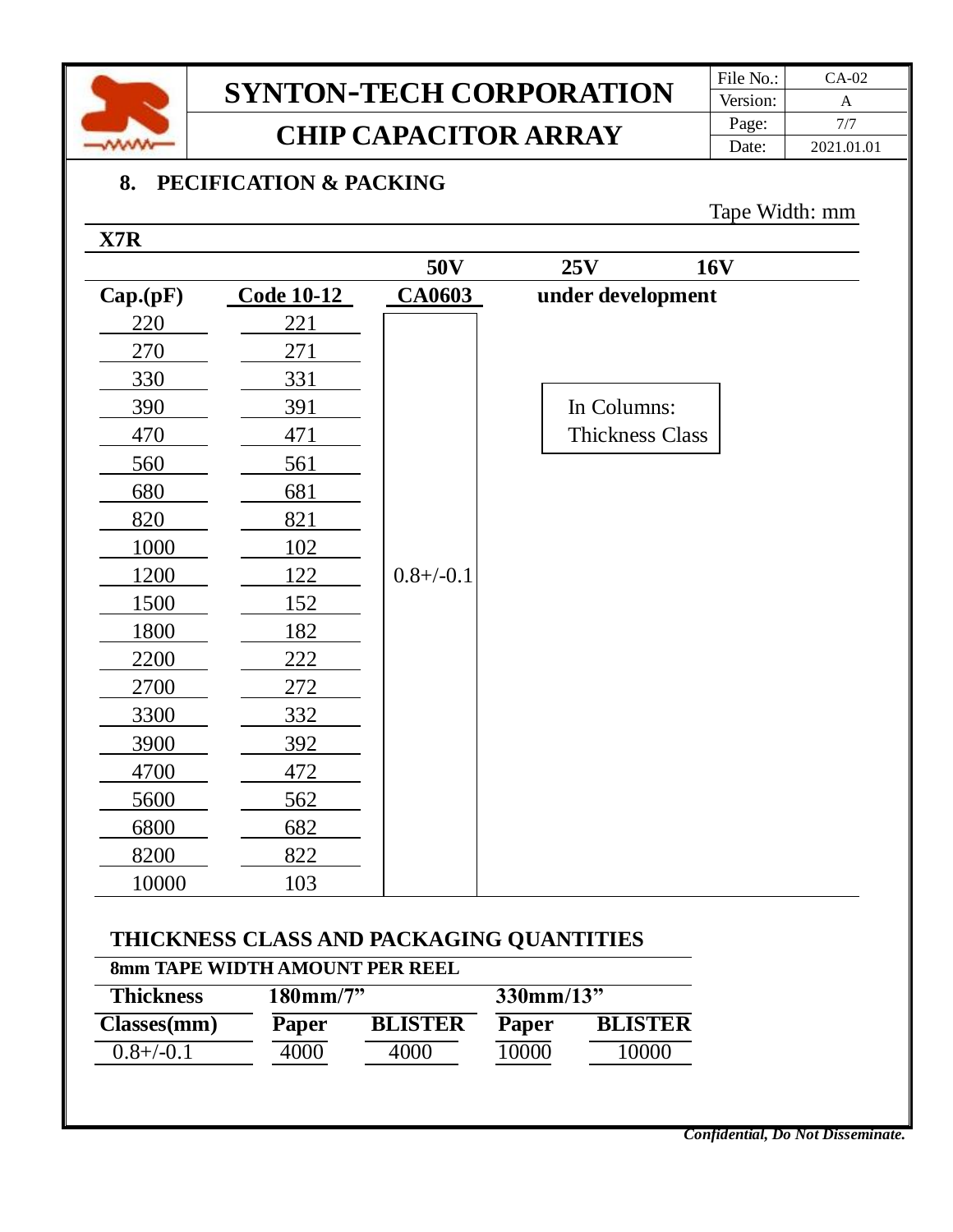## 8. PECIFICATION & PACKING

Tape Width: mm

**X7R**

| | | 50V | 25V | 16V |
|---|---|---|---|---|
| **Cap.(pF)** | **Code 10-12** | **CA0603** | under development | |
| 220 | 221 | 0.8+/-0.1 | | |
| 270 | 271 | | | |
| 330 | 331 | | | |
| 390 | 391 | | | |
| 470 | 471 | | | |
| 560 | 561 | | | |
| 680 | 681 | | | |
| 820 | 821 | | | |
| 1000 | 102 | | | |
| 1200 | 122 | | | |
| 1500 | 152 | | | |
| 1800 | 182 | | | |
| 2200 | 222 | | | |
| 2700 | 272 | | | |
| 3300 | 332 | | | |
| 3900 | 392 | | | |
| 4700 | 472 | | | |
| 5600 | 562 | | | |
| 6800 | 682 | | | |
| 8200 | 822 | | | |
| 10000 | 103 | | | |

In Columns: Thickness Class

### THICKNESS CLASS AND PACKAGING QUANTITIES

**8mm TAPE WIDTH AMOUNT PER REEL**

| Thickness | 180mm/7" | | 330mm/13" | |
|---|---|---|---|---|
| **Classes(mm)** | **Paper** | **BLISTER** | **Paper** | **BLISTER** |
| 0.8+/-0.1 | 4000 | 4000 | 10000 | 10000 |

*Confidential, Do Not Disseminate.*